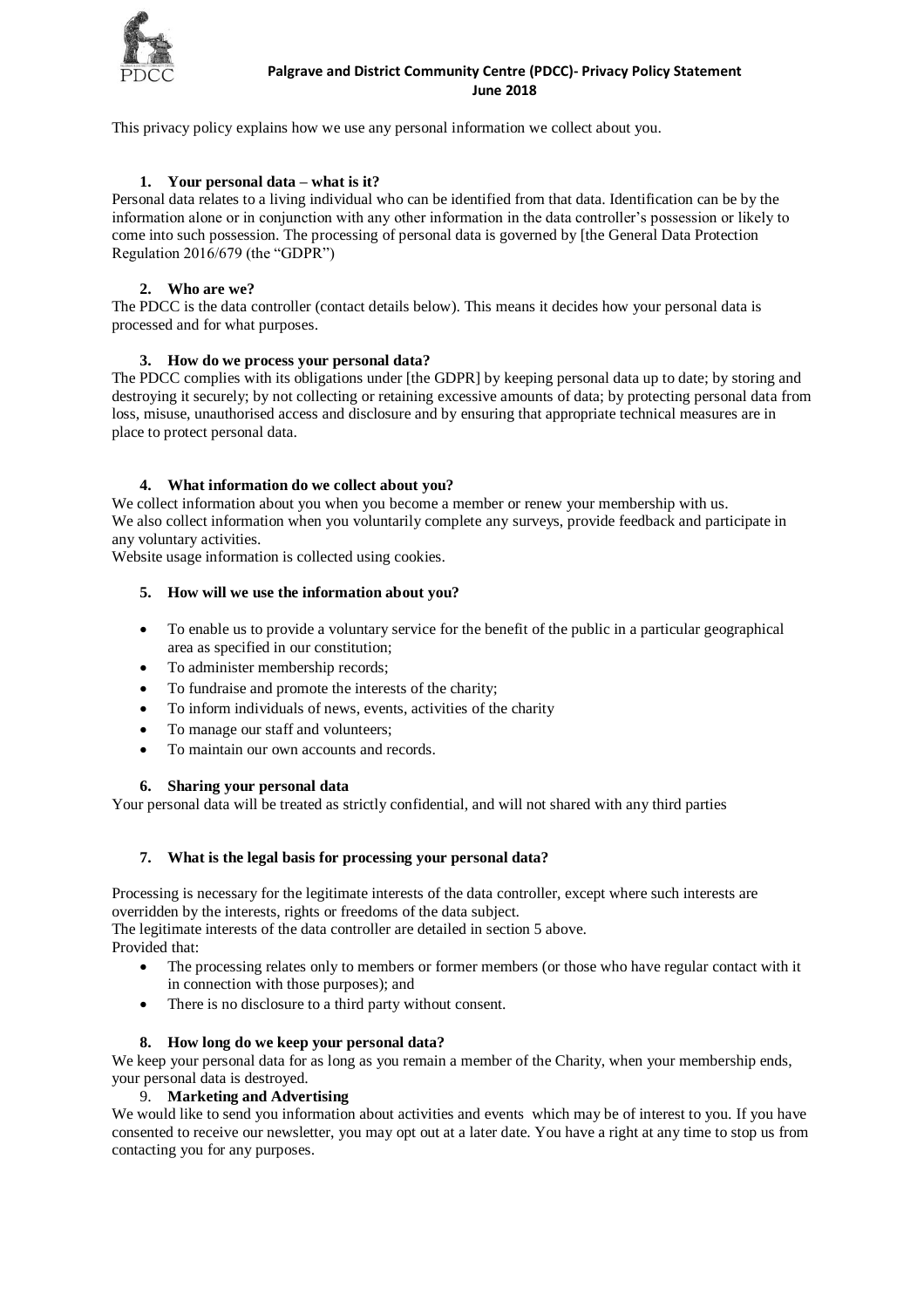# Palgrave and District Community Centre (PDCC)- Privacy Policy Statement

**June 2018**

This privacy policy explains how we use any personal information we collect about you.

1. **Your personal data – what is it?**

Personal data relates to a living individual who can be identified from that data. Identification can be by the information alone or in conjunction with any other information in the data controller's possession or likely to come into such possession. The processing of personal data is governed by [the General Data Protection Regulation 2016/679 (the "GDPR")

2. **Who are we?**

The PDCC is the data controller (contact details below). This means it decides how your personal data is processed and for what purposes.

3. **How do we process your personal data?**

The PDCC complies with its obligations under [the GDPR] by keeping personal data up to date; by storing and destroying it securely; by not collecting or retaining excessive amounts of data; by protecting personal data from loss, misuse, unauthorised access and disclosure and by ensuring that appropriate technical measures are in place to protect personal data.

4. **What information do we collect about you?**

We collect information about you when you become a member or renew your membership with us.
We also collect information when you voluntarily complete any surveys, provide feedback and participate in any voluntary activities.
Website usage information is collected using cookies.

5. **How will we use the information about you?**

- To enable us to provide a voluntary service for the benefit of the public in a particular geographical area as specified in our constitution;
- To administer membership records;
- To fundraise and promote the interests of the charity;
- To inform individuals of news, events, activities of the charity
- To manage our staff and volunteers;
- To maintain our own accounts and records.

6. **Sharing your personal data**

Your personal data will be treated as strictly confidential, and will not shared with any third parties

7. **What is the legal basis for processing your personal data?**

Processing is necessary for the legitimate interests of the data controller, except where such interests are overridden by the interests, rights or freedoms of the data subject.
The legitimate interests of the data controller are detailed in section 5 above.
Provided that:

- The processing relates only to members or former members (or those who have regular contact with it in connection with those purposes); and
- There is no disclosure to a third party without consent.

8. **How long do we keep your personal data?**

We keep your personal data for as long as you remain a member of the Charity, when your membership ends, your personal data is destroyed.

9. **Marketing and Advertising**

We would like to send you information about activities and events which may be of interest to you. If you have consented to receive our newsletter, you may opt out at a later date. You have a right at any time to stop us from contacting you for any purposes.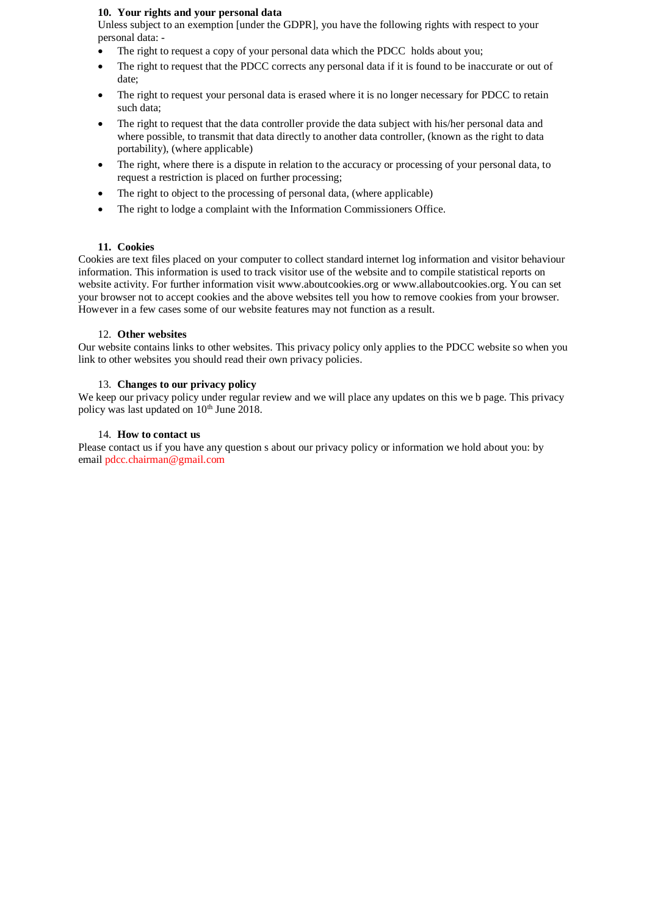## 10. Your rights and your personal data

Unless subject to an exemption [under the GDPR], you have the following rights with respect to your personal data: -

- The right to request a copy of your personal data which the PDCC holds about you;
- The right to request that the PDCC corrects any personal data if it is found to be inaccurate or out of date;
- The right to request your personal data is erased where it is no longer necessary for PDCC to retain such data;
- The right to request that the data controller provide the data subject with his/her personal data and where possible, to transmit that data directly to another data controller, (known as the right to data portability), (where applicable)
- The right, where there is a dispute in relation to the accuracy or processing of your personal data, to request a restriction is placed on further processing;
- The right to object to the processing of personal data, (where applicable)
- The right to lodge a complaint with the Information Commissioners Office.

## 11. Cookies

Cookies are text files placed on your computer to collect standard internet log information and visitor behaviour information. This information is used to track visitor use of the website and to compile statistical reports on website activity. For further information visit www.aboutcookies.org or www.allaboutcookies.org. You can set your browser not to accept cookies and the above websites tell you how to remove cookies from your browser. However in a few cases some of our website features may not function as a result.

## 12. Other websites

Our website contains links to other websites. This privacy policy only applies to the PDCC website so when you link to other websites you should read their own privacy policies.

## 13. Changes to our privacy policy

We keep our privacy policy under regular review and we will place any updates on this we b page. This privacy policy was last updated on 10th June 2018.

## 14. How to contact us

Please contact us if you have any question s about our privacy policy or information we hold about you: by email pdcc.chairman@gmail.com